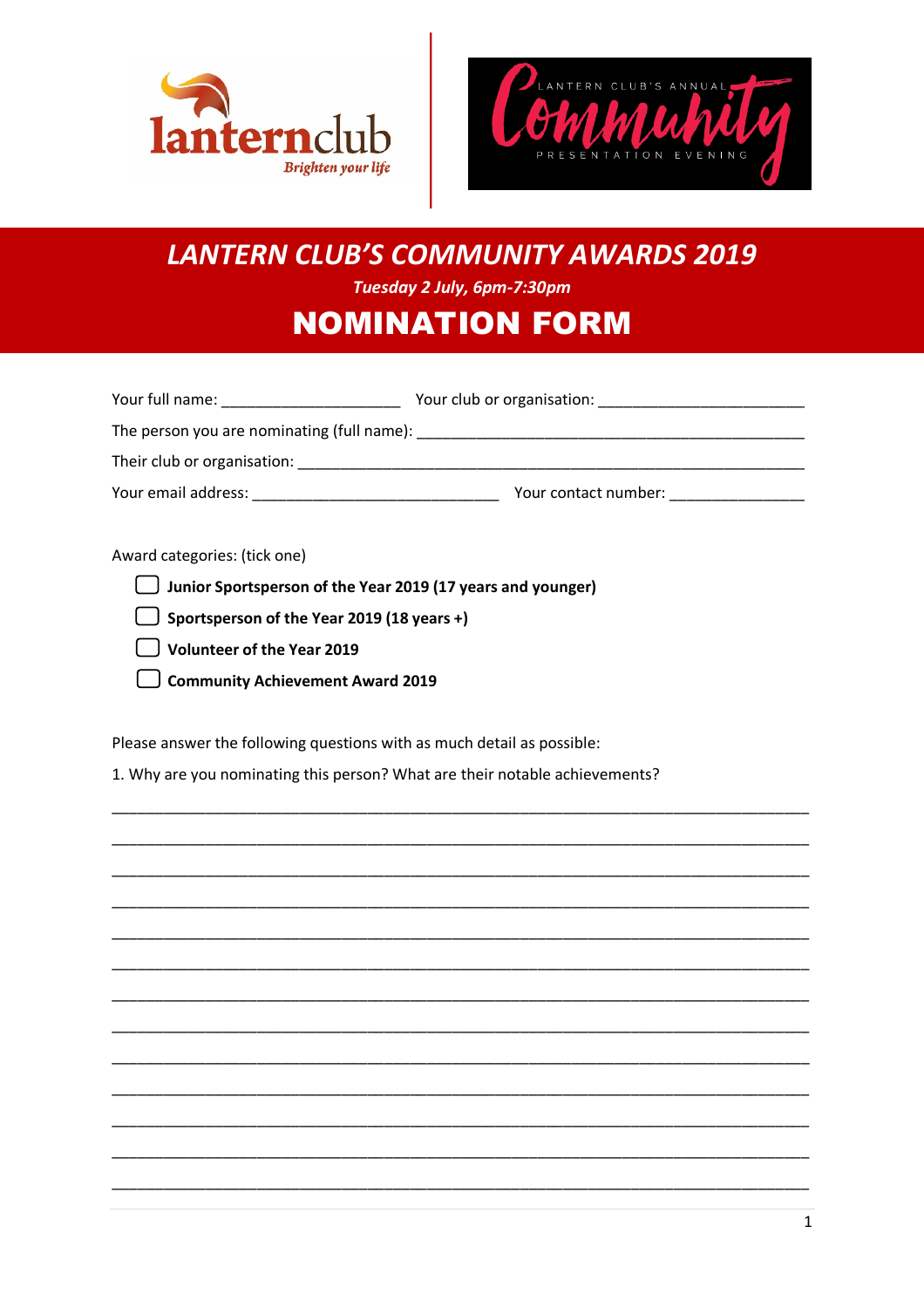lanternclub
*Brighten your life*

LANTERN CLUB'S ANNUAL **Community** PRESENTATION EVENING

# *LANTERN CLUB'S COMMUNITY AWARDS 2019*

***Tuesday 2 July, 6pm-7:30pm***

# NOMINATION FORM

Your full name: ____________________ Your club or organisation: _______________________

The person you are nominating (full name): ___________________________________________

Their club or organisation: _______________________________________________________

Your email address: ___________________________ Your contact number: _______________

Award categories: (tick one)

- ☐ **Junior Sportsperson of the Year 2019 (17 years and younger)**
- ☐ **Sportsperson of the Year 2019 (18 years +)**
- ☐ **Volunteer of the Year 2019**
- ☐ **Community Achievement Award 2019**

Please answer the following questions with as much detail as possible:

1. Why are you nominating this person? What are their notable achievements?

_____________________________________________________________________________

_____________________________________________________________________________

_____________________________________________________________________________

_____________________________________________________________________________

_____________________________________________________________________________

_____________________________________________________________________________

_____________________________________________________________________________

_____________________________________________________________________________

_____________________________________________________________________________

_____________________________________________________________________________

_____________________________________________________________________________

_____________________________________________________________________________

_____________________________________________________________________________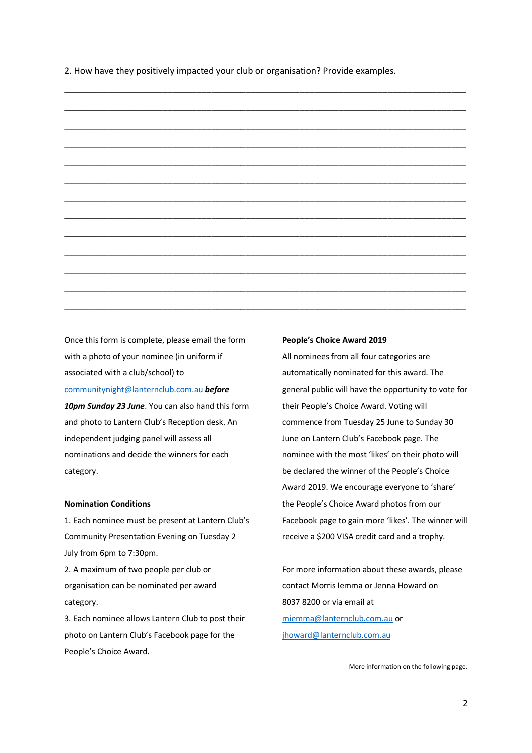2. How have they positively impacted your club or organisation? Provide examples.

_______________________________________________________________________________

_______________________________________________________________________________

_______________________________________________________________________________

_______________________________________________________________________________

_______________________________________________________________________________

_______________________________________________________________________________

_______________________________________________________________________________

_______________________________________________________________________________

_______________________________________________________________________________

_______________________________________________________________________________

_______________________________________________________________________________

_______________________________________________________________________________

_______________________________________________________________________________

Once this form is complete, please email the form with a photo of your nominee (in uniform if associated with a club/school) to communitynight@lanternclub.com.au ***before 10pm Sunday 23 June***. You can also hand this form and photo to Lantern Club's Reception desk. An independent judging panel will assess all nominations and decide the winners for each category.

**Nomination Conditions**

1. Each nominee must be present at Lantern Club's Community Presentation Evening on Tuesday 2 July from 6pm to 7:30pm.
2. A maximum of two people per club or organisation can be nominated per award category.
3. Each nominee allows Lantern Club to post their photo on Lantern Club's Facebook page for the People's Choice Award.

**People's Choice Award 2019**

All nominees from all four categories are automatically nominated for this award. The general public will have the opportunity to vote for their People's Choice Award. Voting will commence from Tuesday 25 June to Sunday 30 June on Lantern Club's Facebook page. The nominee with the most 'likes' on their photo will be declared the winner of the People's Choice Award 2019. We encourage everyone to 'share' the People's Choice Award photos from our Facebook page to gain more 'likes'. The winner will receive a $200 VISA credit card and a trophy.

For more information about these awards, please contact Morris Iemma or Jenna Howard on 8037 8200 or via email at miemma@lanternclub.com.au or jhoward@lanternclub.com.au

More information on the following page.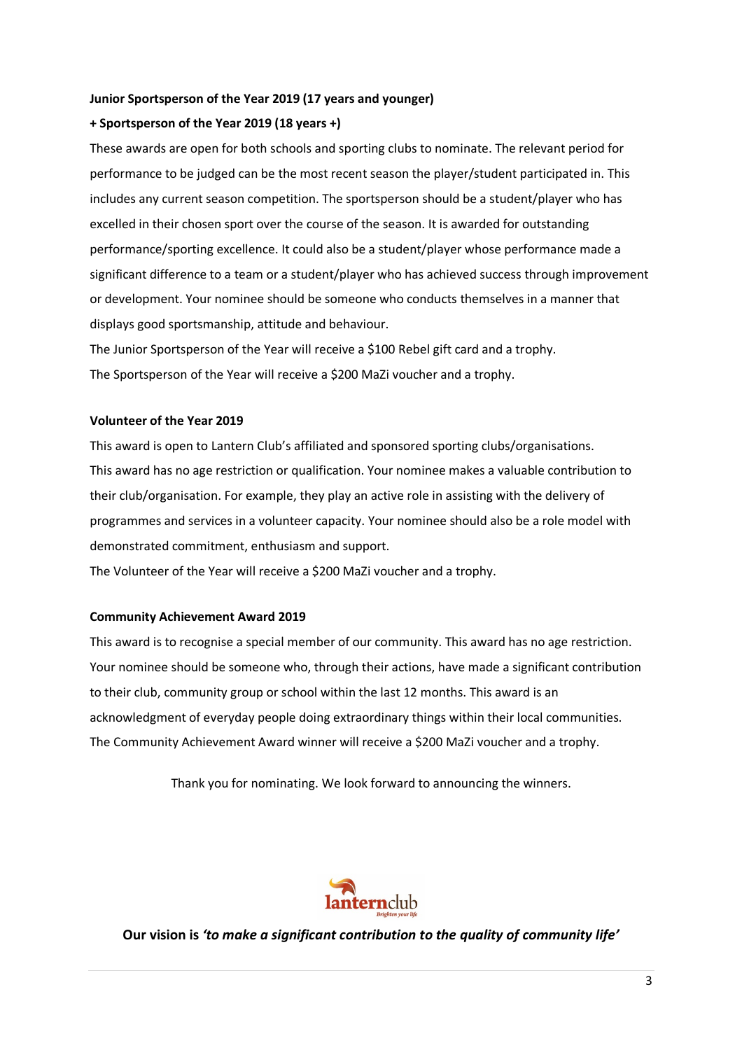**Junior Sportsperson of the Year 2019 (17 years and younger)**

**+ Sportsperson of the Year 2019 (18 years +)**

These awards are open for both schools and sporting clubs to nominate. The relevant period for performance to be judged can be the most recent season the player/student participated in. This includes any current season competition. The sportsperson should be a student/player who has excelled in their chosen sport over the course of the season. It is awarded for outstanding performance/sporting excellence. It could also be a student/player whose performance made a significant difference to a team or a student/player who has achieved success through improvement or development. Your nominee should be someone who conducts themselves in a manner that displays good sportsmanship, attitude and behaviour.

The Junior Sportsperson of the Year will receive a $100 Rebel gift card and a trophy.

The Sportsperson of the Year will receive a $200 MaZi voucher and a trophy.

**Volunteer of the Year 2019**

This award is open to Lantern Club's affiliated and sponsored sporting clubs/organisations. This award has no age restriction or qualification. Your nominee makes a valuable contribution to their club/organisation. For example, they play an active role in assisting with the delivery of programmes and services in a volunteer capacity. Your nominee should also be a role model with demonstrated commitment, enthusiasm and support.

The Volunteer of the Year will receive a $200 MaZi voucher and a trophy.

**Community Achievement Award 2019**

This award is to recognise a special member of our community. This award has no age restriction. Your nominee should be someone who, through their actions, have made a significant contribution to their club, community group or school within the last 12 months. This award is an acknowledgment of everyday people doing extraordinary things within their local communities.

The Community Achievement Award winner will receive a $200 MaZi voucher and a trophy.

Thank you for nominating. We look forward to announcing the winners.

lanternclub
Brighten your life

**Our vision is *'to make a significant contribution to the quality of community life'***